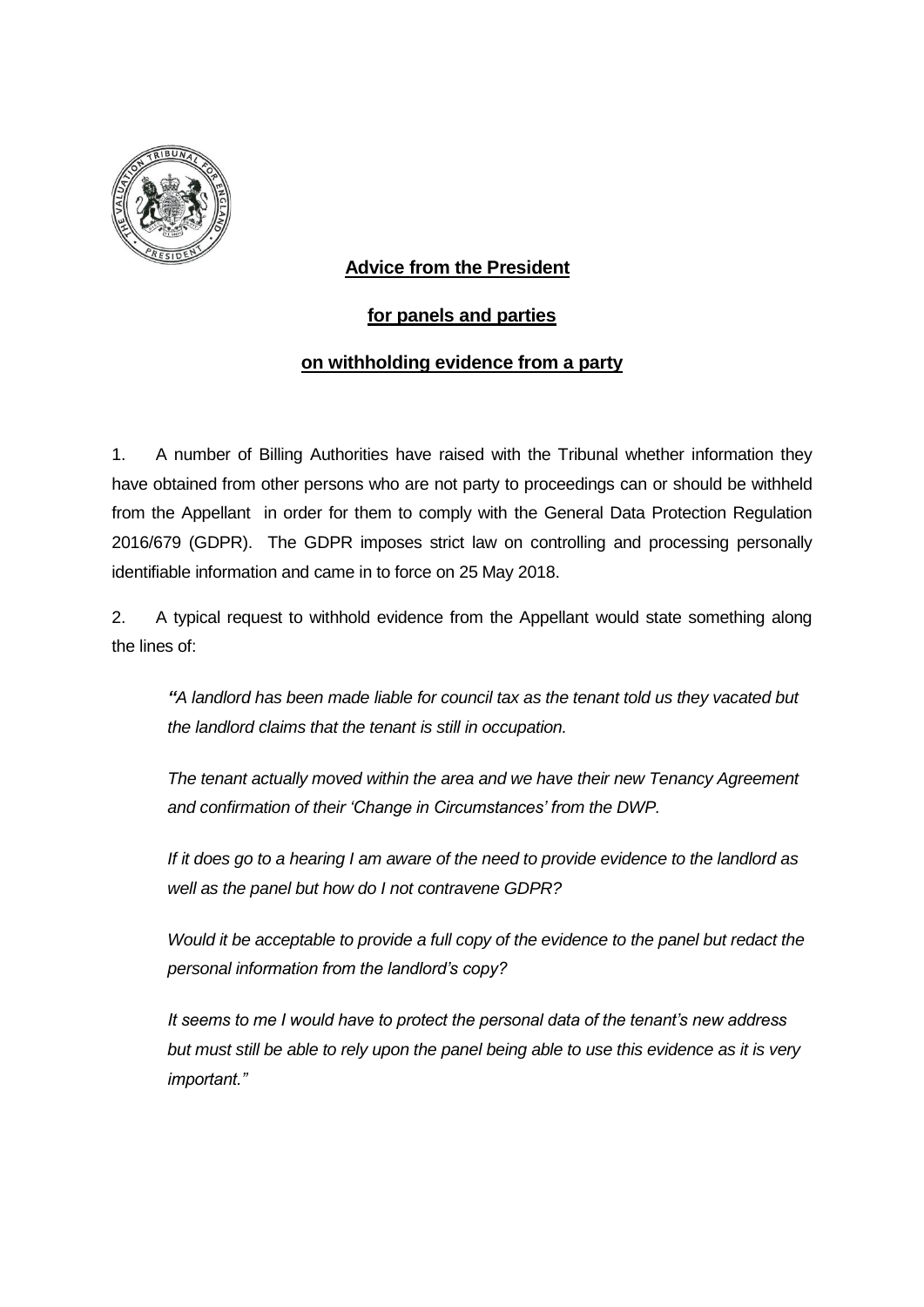## **Advice from the President**

## **for panels and parties**

## **on withholding evidence from a party**

1. A number of Billing Authorities have raised with the Tribunal whether information they have obtained from other persons who are not party to proceedings can or should be withheld from the Appellant in order for them to comply with the General Data Protection Regulation 2016/679 (GDPR). The GDPR imposes strict law on controlling and processing personally identifiable information and came in to force on 25 May 2018.

2. A typical request to withhold evidence from the Appellant would state something along the lines of:

> *"A landlord has been made liable for council tax as the tenant told us they vacated but the landlord claims that the tenant is still in occupation.*
>
> *The tenant actually moved within the area and we have their new Tenancy Agreement and confirmation of their 'Change in Circumstances' from the DWP.*
>
> *If it does go to a hearing I am aware of the need to provide evidence to the landlord as well as the panel but how do I not contravene GDPR?*
>
> *Would it be acceptable to provide a full copy of the evidence to the panel but redact the personal information from the landlord's copy?*
>
> *It seems to me I would have to protect the personal data of the tenant's new address but must still be able to rely upon the panel being able to use this evidence as it is very important."*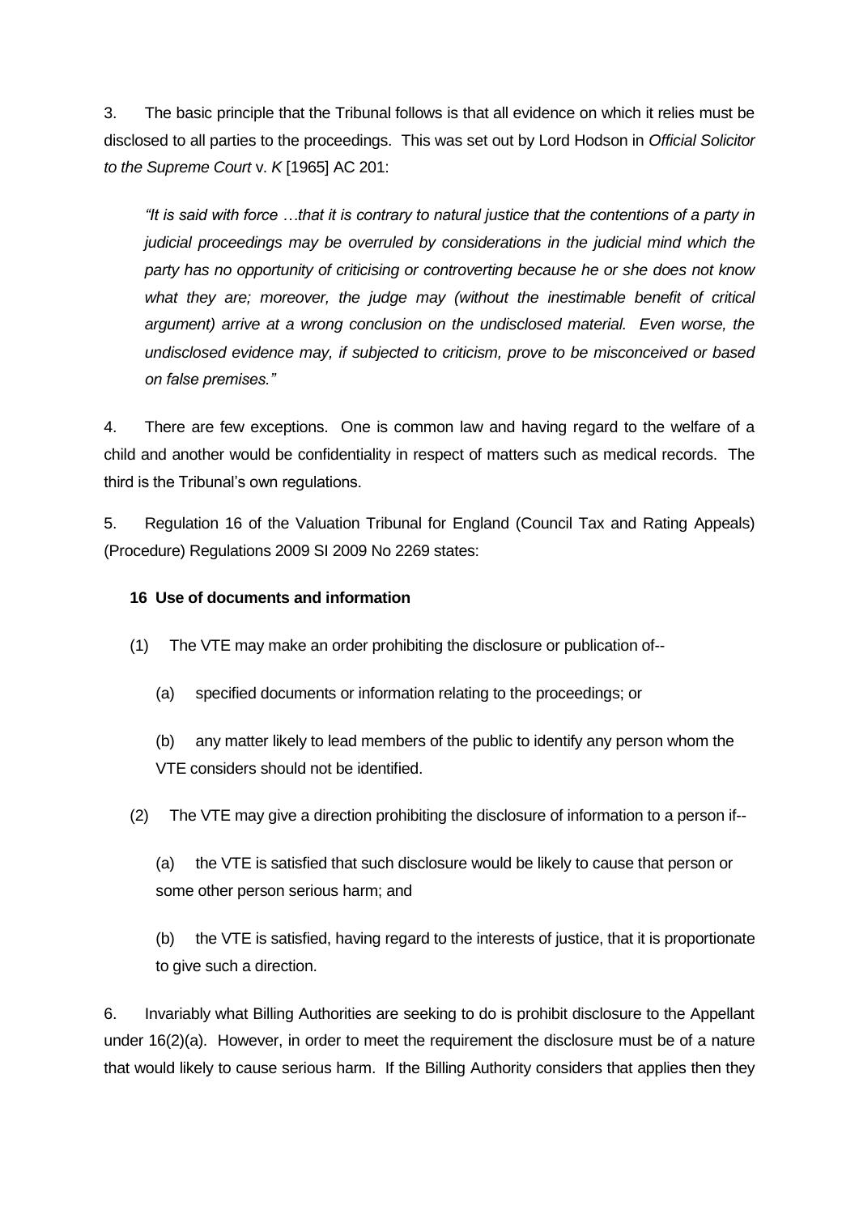3. The basic principle that the Tribunal follows is that all evidence on which it relies must be disclosed to all parties to the proceedings. This was set out by Lord Hodson in *Official Solicitor to the Supreme Court* v. *K* [1965] AC 201:

> *"It is said with force …that it is contrary to natural justice that the contentions of a party in judicial proceedings may be overruled by considerations in the judicial mind which the party has no opportunity of criticising or controverting because he or she does not know what they are; moreover, the judge may (without the inestimable benefit of critical argument) arrive at a wrong conclusion on the undisclosed material. Even worse, the undisclosed evidence may, if subjected to criticism, prove to be misconceived or based on false premises."*

4. There are few exceptions. One is common law and having regard to the welfare of a child and another would be confidentiality in respect of matters such as medical records. The third is the Tribunal's own regulations.

5. Regulation 16 of the Valuation Tribunal for England (Council Tax and Rating Appeals) (Procedure) Regulations 2009 SI 2009 No 2269 states:

**16 Use of documents and information**

(1) The VTE may make an order prohibiting the disclosure or publication of--

(a) specified documents or information relating to the proceedings; or

(b) any matter likely to lead members of the public to identify any person whom the VTE considers should not be identified.

(2) The VTE may give a direction prohibiting the disclosure of information to a person if--

(a) the VTE is satisfied that such disclosure would be likely to cause that person or some other person serious harm; and

(b) the VTE is satisfied, having regard to the interests of justice, that it is proportionate to give such a direction.

6. Invariably what Billing Authorities are seeking to do is prohibit disclosure to the Appellant under 16(2)(a). However, in order to meet the requirement the disclosure must be of a nature that would likely to cause serious harm. If the Billing Authority considers that applies then they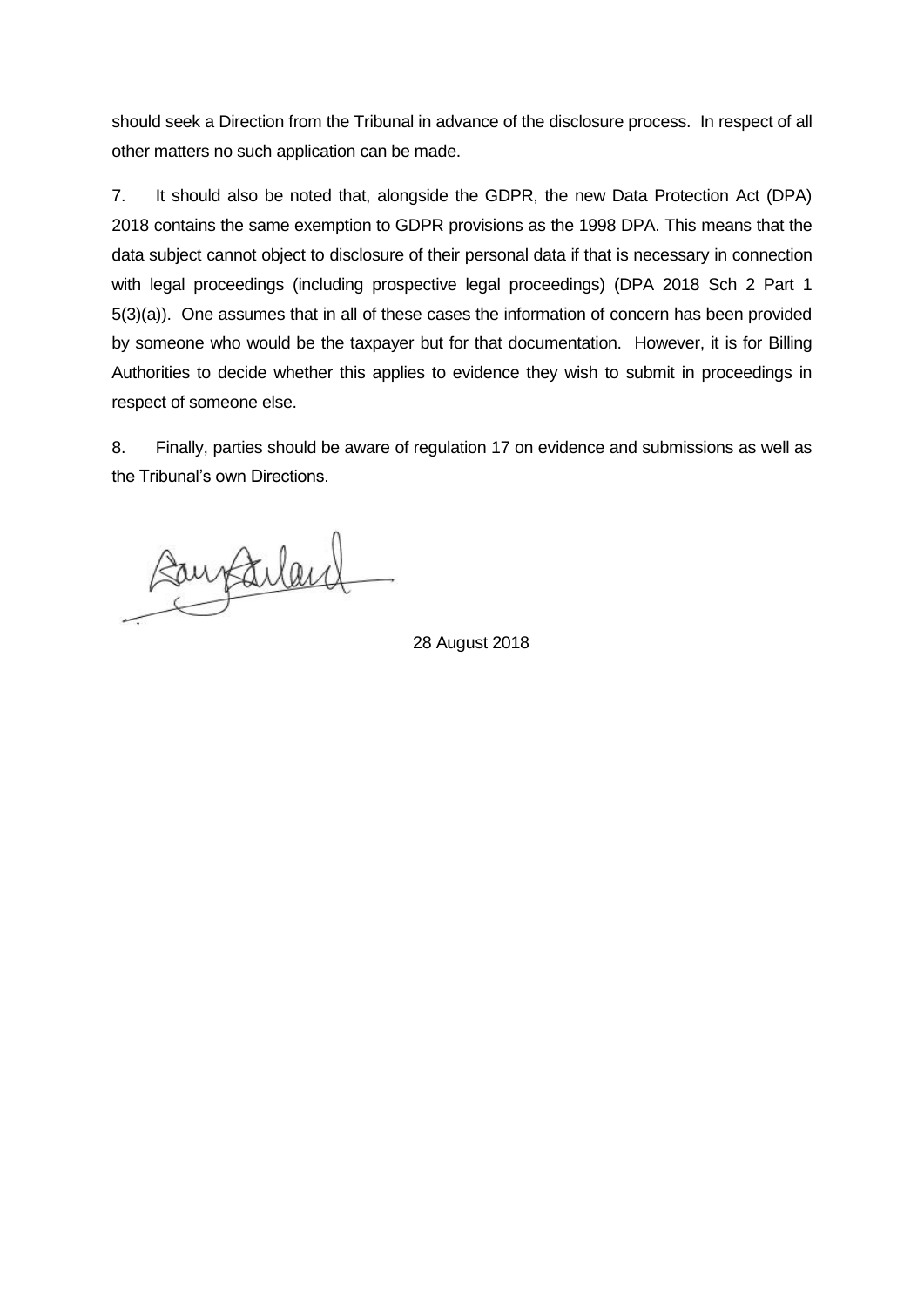should seek a Direction from the Tribunal in advance of the disclosure process. In respect of all other matters no such application can be made.

7. It should also be noted that, alongside the GDPR, the new Data Protection Act (DPA) 2018 contains the same exemption to GDPR provisions as the 1998 DPA. This means that the data subject cannot object to disclosure of their personal data if that is necessary in connection with legal proceedings (including prospective legal proceedings) (DPA 2018 Sch 2 Part 1 5(3)(a)). One assumes that in all of these cases the information of concern has been provided by someone who would be the taxpayer but for that documentation. However, it is for Billing Authorities to decide whether this applies to evidence they wish to submit in proceedings in respect of someone else.

8. Finally, parties should be aware of regulation 17 on evidence and submissions as well as the Tribunal's own Directions.

28 August 2018